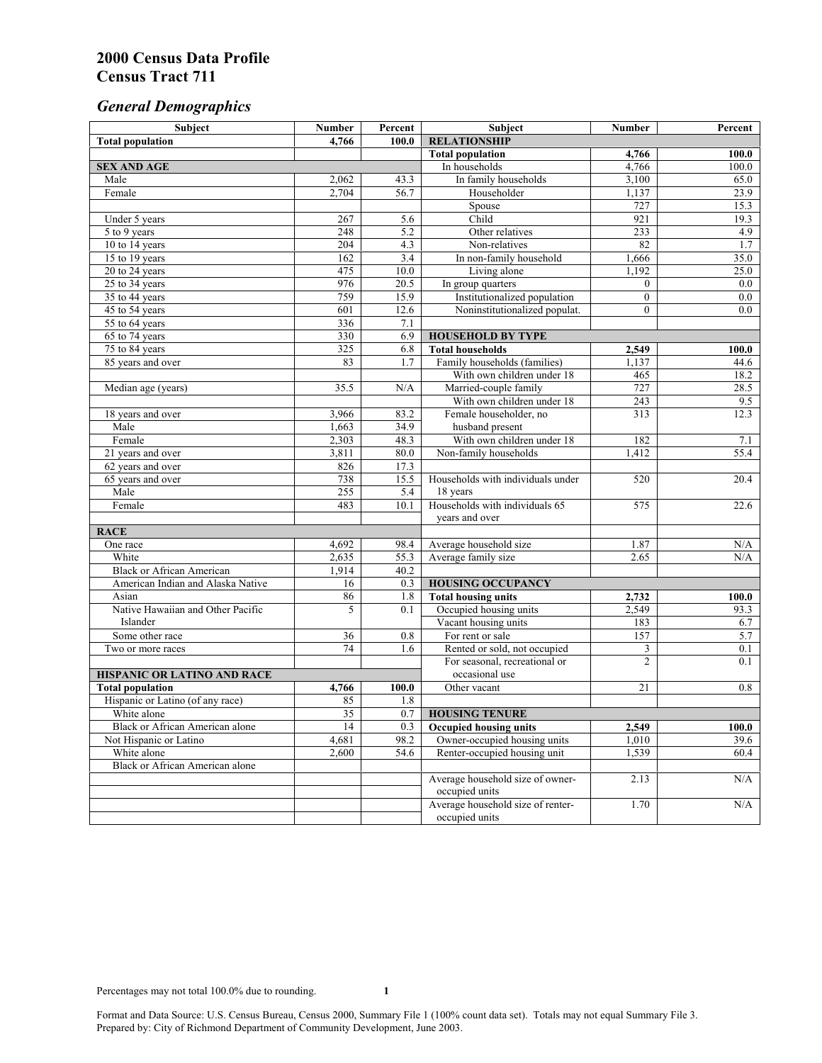# 2000 Census Data Profile
# Census Tract 711

## *General Demographics*

| Subject | Number | Percent | Subject | Number | Percent |
|---|---|---|---|---|---|
| **Total population** | **4,766** | **100.0** | **RELATIONSHIP** | | |
| | | | **Total population** | **4,766** | **100.0** |
| **SEX AND AGE** | | | In households | 4,766 | 100.0 |
| Male | 2,062 | 43.3 | In family households | 3,100 | 65.0 |
| Female | 2,704 | 56.7 | Householder | 1,137 | 23.9 |
| | | | Spouse | 727 | 15.3 |
| Under 5 years | 267 | 5.6 | Child | 921 | 19.3 |
| 5 to 9 years | 248 | 5.2 | Other relatives | 233 | 4.9 |
| 10 to 14 years | 204 | 4.3 | Non-relatives | 82 | 1.7 |
| 15 to 19 years | 162 | 3.4 | In non-family household | 1,666 | 35.0 |
| 20 to 24 years | 475 | 10.0 | Living alone | 1,192 | 25.0 |
| 25 to 34 years | 976 | 20.5 | In group quarters | 0 | 0.0 |
| 35 to 44 years | 759 | 15.9 | Institutionalized population | 0 | 0.0 |
| 45 to 54 years | 601 | 12.6 | Noninstitutionalized populat. | 0 | 0.0 |
| 55 to 64 years | 336 | 7.1 | | | |
| 65 to 74 years | 330 | 6.9 | **HOUSEHOLD BY TYPE** | | |
| 75 to 84 years | 325 | 6.8 | **Total households** | **2,549** | **100.0** |
| 85 years and over | 83 | 1.7 | Family households (families) | 1,137 | 44.6 |
| | | | With own children under 18 | 465 | 18.2 |
| Median age (years) | 35.5 | N/A | Married-couple family | 727 | 28.5 |
| | | | With own children under 18 | 243 | 9.5 |
| 18 years and over | 3,966 | 83.2 | Female householder, no husband present | 313 | 12.3 |
| Male | 1,663 | 34.9 | | | |
| Female | 2,303 | 48.3 | With own children under 18 | 182 | 7.1 |
| 21 years and over | 3,811 | 80.0 | Non-family households | 1,412 | 55.4 |
| 62 years and over | 826 | 17.3 | | | |
| 65 years and over | 738 | 15.5 | Households with individuals under 18 years | 520 | 20.4 |
| Male | 255 | 5.4 | | | |
| Female | 483 | 10.1 | Households with individuals 65 years and over | 575 | 22.6 |
| | | | | | |
| **RACE** | | | | | |
| One race | 4,692 | 98.4 | Average household size | 1.87 | N/A |
| White | 2,635 | 55.3 | Average family size | 2.65 | N/A |
| Black or African American | 1,914 | 40.2 | | | |
| American Indian and Alaska Native | 16 | 0.3 | **HOUSING OCCUPANCY** | | |
| Asian | 86 | 1.8 | **Total housing units** | **2,732** | **100.0** |
| Native Hawaiian and Other Pacific Islander | 5 | 0.1 | Occupied housing units | 2,549 | 93.3 |
| | | | Vacant housing units | 183 | 6.7 |
| Some other race | 36 | 0.8 | For rent or sale | 157 | 5.7 |
| Two or more races | 74 | 1.6 | Rented or sold, not occupied | 3 | 0.1 |
| | | | For seasonal, recreational or occasional use | 2 | 0.1 |
| **HISPANIC OR LATINO AND RACE** | | | | | |
| **Total population** | **4,766** | **100.0** | Other vacant | 21 | 0.8 |
| Hispanic or Latino (of any race) | 85 | 1.8 | | | |
| White alone | 35 | 0.7 | **HOUSING TENURE** | | |
| Black or African American alone | 14 | 0.3 | **Occupied housing units** | **2,549** | **100.0** |
| Not Hispanic or Latino | 4,681 | 98.2 | Owner-occupied housing units | 1,010 | 39.6 |
| White alone | 2,600 | 54.6 | Renter-occupied housing unit | 1,539 | 60.4 |
| Black or African American alone | | | | | |
| | | | Average household size of owner-occupied units | 2.13 | N/A |
| | | | Average household size of renter-occupied units | 1.70 | N/A |

Percentages may not total 100.0% due to rounding.

Format and Data Source: U.S. Census Bureau, Census 2000, Summary File 1 (100% count data set). Totals may not equal Summary File 3.
Prepared by: City of Richmond Department of Community Development, June 2003.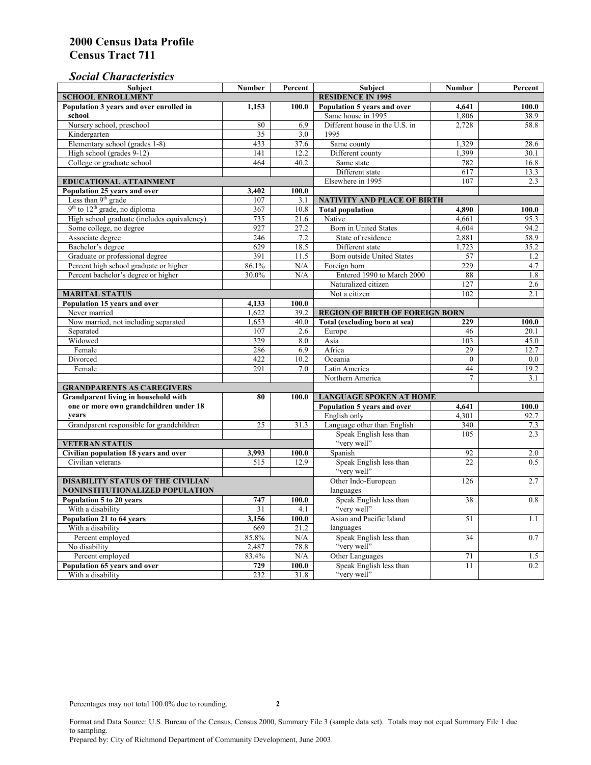# 2000 Census Data Profile
# Census Tract 711

## *Social Characteristics*

| Subject | Number | Percent |
|---|---|---|
| **SCHOOL ENROLLMENT** | | |
| **Population 3 years and over enrolled in school** | **1,153** | **100.0** |
| Nursery school, preschool | 80 | 6.9 |
| Kindergarten | 35 | 3.0 |
| Elementary school (grades 1-8) | 433 | 37.6 |
| High school (grades 9-12) | 141 | 12.2 |
| College or graduate school | 464 | 40.2 |
| **EDUCATIONAL ATTAINMENT** | | |
| **Population 25 years and over** | **3,402** | **100.0** |
| Less than 9th grade | 107 | 3.1 |
| 9th to 12th grade, no diploma | 367 | 10.8 |
| High school graduate (includes equivalency) | 735 | 21.6 |
| Some college, no degree | 927 | 27.2 |
| Associate degree | 246 | 7.2 |
| Bachelor's degree | 629 | 18.5 |
| Graduate or professional degree | 391 | 11.5 |
| Percent high school graduate or higher | 86.1% | N/A |
| Percent bachelor's degree or higher | 30.0% | N/A |
| **MARITAL STATUS** | | |
| **Population 15 years and over** | **4,133** | **100.0** |
| Never married | 1,622 | 39.2 |
| Now married, not including separated | 1,653 | 40.0 |
| Separated | 107 | 2.6 |
| Widowed | 329 | 8.0 |
| Female | 286 | 6.9 |
| Divorced | 422 | 10.2 |
| Female | 291 | 7.0 |
| **GRANDPARENTS AS CAREGIVERS** | | |
| **Grandparent living in household with one or more own grandchildren under 18 years** | **80** | **100.0** |
| Grandparent responsible for grandchildren | 25 | 31.3 |
| **VETERAN STATUS** | | |
| **Civilian population 18 years and over** | **3,993** | **100.0** |
| Civilian veterans | 515 | 12.9 |
| **DISABILITY STATUS OF THE CIVILIAN NONINSTITUTIONALIZED POPULATION** | | |
| **Population 5 to 20 years** | **747** | **100.0** |
| With a disability | 31 | 4.1 |
| **Population 21 to 64 years** | **3,156** | **100.0** |
| With a disability | 669 | 21.2 |
| Percent employed | 85.8% | N/A |
| No disability | 2,487 | 78.8 |
| Percent employed | 83.4% | N/A |
| **Population 65 years and over** | **729** | **100.0** |
| With a disability | 232 | 31.8 |

| Subject | Number | Percent |
|---|---|---|
| **RESIDENCE IN 1995** | | |
| **Population 5 years and over** | **4,641** | **100.0** |
| Same house in 1995 | 1,806 | 38.9 |
| Different house in the U.S. in 1995 | 2,728 | 58.8 |
| Same county | 1,329 | 28.6 |
| Different county | 1,399 | 30.1 |
| Same state | 782 | 16.8 |
| Different state | 617 | 13.3 |
| Elsewhere in 1995 | 107 | 2.3 |
| **NATIVITY AND PLACE OF BIRTH** | | |
| **Total population** | **4,890** | **100.0** |
| Native | 4,661 | 95.3 |
| Born in United States | 4,604 | 94.2 |
| State of residence | 2,881 | 58.9 |
| Different state | 1,723 | 35.2 |
| Born outside United States | 57 | 1.2 |
| Foreign born | 229 | 4.7 |
| Entered 1990 to March 2000 | 88 | 1.8 |
| Naturalized citizen | 127 | 2.6 |
| Not a citizen | 102 | 2.1 |
| **REGION OF BIRTH OF FOREIGN BORN** | | |
| **Total (excluding born at sea)** | **229** | **100.0** |
| Europe | 46 | 20.1 |
| Asia | 103 | 45.0 |
| Africa | 29 | 12.7 |
| Oceania | 0 | 0.0 |
| Latin America | 44 | 19.2 |
| Northern America | 7 | 3.1 |
| **LANGUAGE SPOKEN AT HOME** | | |
| **Population 5 years and over** | **4,641** | **100.0** |
| English only | 4,301 | 92.7 |
| Language other than English | 340 | 7.3 |
| Speak English less than "very well" | 105 | 2.3 |
| Spanish | 92 | 2.0 |
| Speak English less than "very well" | 22 | 0.5 |
| Other Indo-European languages | 126 | 2.7 |
| Speak English less than "very well" | 38 | 0.8 |
| Asian and Pacific Island languages | 51 | 1.1 |
| Speak English less than "very well" | 34 | 0.7 |
| Other Languages | 71 | 1.5 |
| Speak English less than "very well" | 11 | 0.2 |

Percentages may not total 100.0% due to rounding.

Format and Data Source: U.S. Bureau of the Census, Census 2000, Summary File 3 (sample data set). Totals may not equal Summary File 1 due to sampling.
Prepared by: City of Richmond Department of Community Development, June 2003.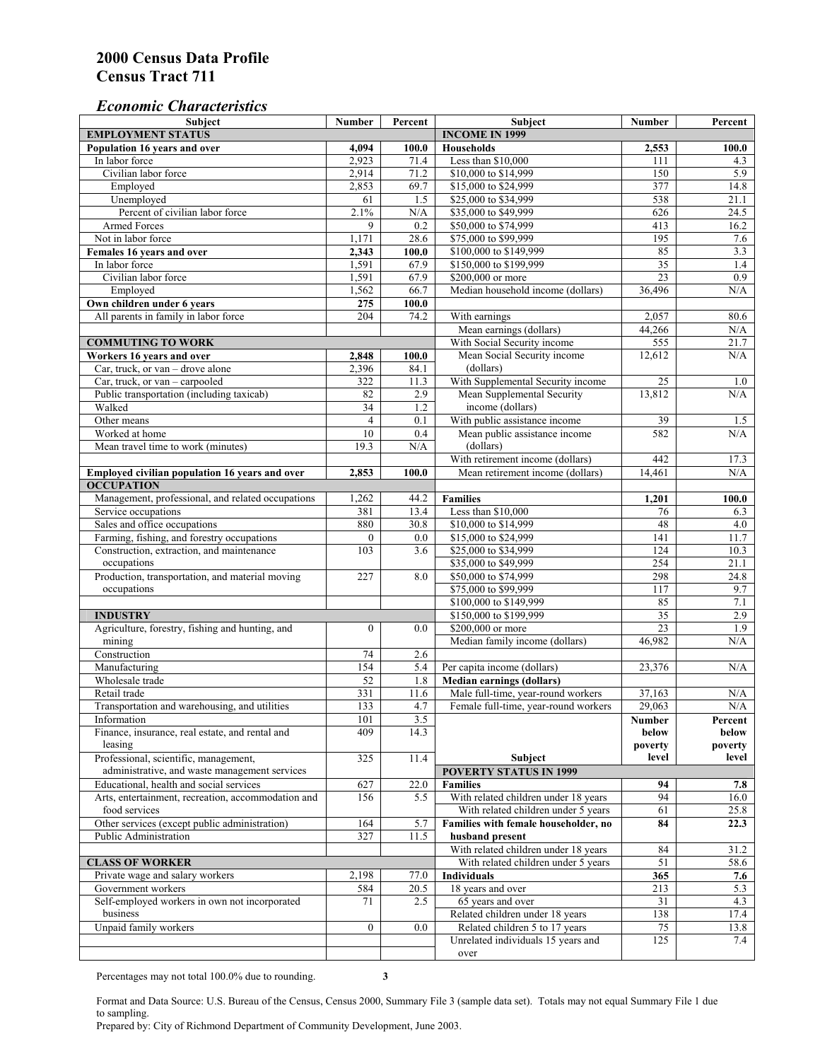# 2000 Census Data Profile
# Census Tract 711

## *Economic Characteristics*

| Subject | Number | Percent |
|---|---|---|
| **EMPLOYMENT STATUS** | | |
| **Population 16 years and over** | **4,094** | **100.0** |
| In labor force | 2,923 | 71.4 |
| Civilian labor force | 2,914 | 71.2 |
| Employed | 2,853 | 69.7 |
| Unemployed | 61 | 1.5 |
| Percent of civilian labor force | 2.1% | N/A |
| Armed Forces | 9 | 0.2 |
| Not in labor force | 1,171 | 28.6 |
| **Females 16 years and over** | **2,343** | **100.0** |
| In labor force | 1,591 | 67.9 |
| Civilian labor force | 1,591 | 67.9 |
| Employed | 1,562 | 66.7 |
| **Own children under 6 years** | **275** | **100.0** |
| All parents in family in labor force | 204 | 74.2 |
| **COMMUTING TO WORK** | | |
| **Workers 16 years and over** | **2,848** | **100.0** |
| Car, truck, or van – drove alone | 2,396 | 84.1 |
| Car, truck, or van – carpooled | 322 | 11.3 |
| Public transportation (including taxicab) | 82 | 2.9 |
| Walked | 34 | 1.2 |
| Other means | 4 | 0.1 |
| Worked at home | 10 | 0.4 |
| Mean travel time to work (minutes) | 19.3 | N/A |
| **Employed civilian population 16 years and over** | **2,853** | **100.0** |
| **OCCUPATION** | | |
| Management, professional, and related occupations | 1,262 | 44.2 |
| Service occupations | 381 | 13.4 |
| Sales and office occupations | 880 | 30.8 |
| Farming, fishing, and forestry occupations | 0 | 0.0 |
| Construction, extraction, and maintenance occupations | 103 | 3.6 |
| Production, transportation, and material moving occupations | 227 | 8.0 |
| **INDUSTRY** | | |
| Agriculture, forestry, fishing and hunting, and mining | 0 | 0.0 |
| Construction | 74 | 2.6 |
| Manufacturing | 154 | 5.4 |
| Wholesale trade | 52 | 1.8 |
| Retail trade | 331 | 11.6 |
| Transportation and warehousing, and utilities | 133 | 4.7 |
| Information | 101 | 3.5 |
| Finance, insurance, real estate, and rental and leasing | 409 | 14.3 |
| Professional, scientific, management, administrative, and waste management services | 325 | 11.4 |
| Educational, health and social services | 627 | 22.0 |
| Arts, entertainment, recreation, accommodation and food services | 156 | 5.5 |
| Other services (except public administration) | 164 | 5.7 |
| Public Administration | 327 | 11.5 |
| **CLASS OF WORKER** | | |
| Private wage and salary workers | 2,198 | 77.0 |
| Government workers | 584 | 20.5 |
| Self-employed workers in own not incorporated business | 71 | 2.5 |
| Unpaid family workers | 0 | 0.0 |

| Subject | Number | Percent |
|---|---|---|
| **INCOME IN 1999** | | |
| **Households** | **2,553** | **100.0** |
| Less than $10,000 | 111 | 4.3 |
| $10,000 to $14,999 | 150 | 5.9 |
| $15,000 to $24,999 | 377 | 14.8 |
| $25,000 to $34,999 | 538 | 21.1 |
| $35,000 to $49,999 | 626 | 24.5 |
| $50,000 to $74,999 | 413 | 16.2 |
| $75,000 to $99,999 | 195 | 7.6 |
| $100,000 to $149,999 | 85 | 3.3 |
| $150,000 to $199,999 | 35 | 1.4 |
| $200,000 or more | 23 | 0.9 |
| Median household income (dollars) | 36,496 | N/A |
| With earnings | 2,057 | 80.6 |
| Mean earnings (dollars) | 44,266 | N/A |
| With Social Security income | 555 | 21.7 |
| Mean Social Security income (dollars) | 12,612 | N/A |
| With Supplemental Security income | 25 | 1.0 |
| Mean Supplemental Security income (dollars) | 13,812 | N/A |
| With public assistance income | 39 | 1.5 |
| Mean public assistance income (dollars) | 582 | N/A |
| With retirement income (dollars) | 442 | 17.3 |
| Mean retirement income (dollars) | 14,461 | N/A |
| **Families** | **1,201** | **100.0** |
| Less than $10,000 | 76 | 6.3 |
| $10,000 to $14,999 | 48 | 4.0 |
| $15,000 to $24,999 | 141 | 11.7 |
| $25,000 to $34,999 | 124 | 10.3 |
| $35,000 to $49,999 | 254 | 21.1 |
| $50,000 to $74,999 | 298 | 24.8 |
| $75,000 to $99,999 | 117 | 9.7 |
| $100,000 to $149,999 | 85 | 7.1 |
| $150,000 to $199,999 | 35 | 2.9 |
| $200,000 or more | 23 | 1.9 |
| Median family income (dollars) | 46,982 | N/A |
| Per capita income (dollars) | 23,376 | N/A |
| **Median earnings (dollars)** | | |
| Male full-time, year-round workers | 37,163 | N/A |
| Female full-time, year-round workers | 29,063 | N/A |

| Subject | Number below poverty level | Percent below poverty level |
|---|---|---|
| **POVERTY STATUS IN 1999** | | |
| **Families** | **94** | **7.8** |
| With related children under 18 years | 94 | 16.0 |
| With related children under 5 years | 61 | 25.8 |
| **Families with female householder, no husband present** | **84** | **22.3** |
| With related children under 18 years | 84 | 31.2 |
| With related children under 5 years | 51 | 58.6 |
| **Individuals** | **365** | **7.6** |
| 18 years and over | 213 | 5.3 |
| 65 years and over | 31 | 4.3 |
| Related children under 18 years | 138 | 17.4 |
| Related children 5 to 17 years | 75 | 13.8 |
| Unrelated individuals 15 years and over | 125 | 7.4 |

Percentages may not total 100.0% due to rounding.

Format and Data Source: U.S. Bureau of the Census, Census 2000, Summary File 3 (sample data set). Totals may not equal Summary File 1 due to sampling.
Prepared by: City of Richmond Department of Community Development, June 2003.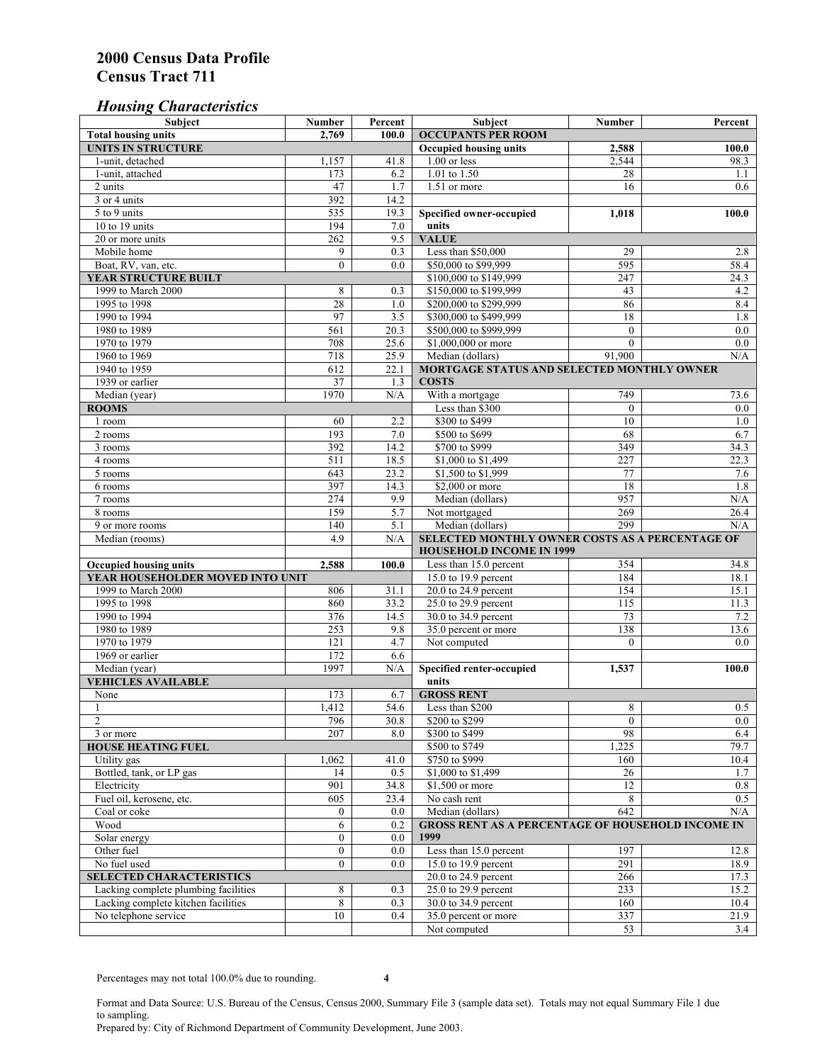# 2000 Census Data Profile
# Census Tract 711

## *Housing Characteristics*

| Subject | Number | Percent | Subject | Number | Percent |
|---|---|---|---|---|---|
| **Total housing units** | **2,769** | **100.0** | **OCCUPANTS PER ROOM** | | |
| **UNITS IN STRUCTURE** | | | **Occupied housing units** | **2,588** | **100.0** |
| 1-unit, detached | 1,157 | 41.8 | 1.00 or less | 2,544 | 98.3 |
| 1-unit, attached | 173 | 6.2 | 1.01 to 1.50 | 28 | 1.1 |
| 2 units | 47 | 1.7 | 1.51 or more | 16 | 0.6 |
| 3 or 4 units | 392 | 14.2 | | | |
| 5 to 9 units | 535 | 19.3 | **Specified owner-occupied units** | **1,018** | **100.0** |
| 10 to 19 units | 194 | 7.0 | | | |
| 20 or more units | 262 | 9.5 | **VALUE** | | |
| Mobile home | 9 | 0.3 | Less than $50,000 | 29 | 2.8 |
| Boat, RV, van, etc. | 0 | 0.0 | $50,000 to $99,999 | 595 | 58.4 |
| **YEAR STRUCTURE BUILT** | | | $100,000 to $149,999 | 247 | 24.3 |
| 1999 to March 2000 | 8 | 0.3 | $150,000 to $199,999 | 43 | 4.2 |
| 1995 to 1998 | 28 | 1.0 | $200,000 to $299,999 | 86 | 8.4 |
| 1990 to 1994 | 97 | 3.5 | $300,000 to $499,999 | 18 | 1.8 |
| 1980 to 1989 | 561 | 20.3 | $500,000 to $999,999 | 0 | 0.0 |
| 1970 to 1979 | 708 | 25.6 | $1,000,000 or more | 0 | 0.0 |
| 1960 to 1969 | 718 | 25.9 | Median (dollars) | 91,900 | N/A |
| 1940 to 1959 | 612 | 22.1 | **MORTGAGE STATUS AND SELECTED MONTHLY OWNER COSTS** | | |
| 1939 or earlier | 37 | 1.3 | | | |
| Median (year) | 1970 | N/A | With a mortgage | 749 | 73.6 |
| **ROOMS** | | | Less than $300 | 0 | 0.0 |
| 1 room | 60 | 2.2 | $300 to $499 | 10 | 1.0 |
| 2 rooms | 193 | 7.0 | $500 to $699 | 68 | 6.7 |
| 3 rooms | 392 | 14.2 | $700 to $999 | 349 | 34.3 |
| 4 rooms | 511 | 18.5 | $1,000 to $1,499 | 227 | 22.3 |
| 5 rooms | 643 | 23.2 | $1,500 to $1,999 | 77 | 7.6 |
| 6 rooms | 397 | 14.3 | $2,000 or more | 18 | 1.8 |
| 7 rooms | 274 | 9.9 | Median (dollars) | 957 | N/A |
| 8 rooms | 159 | 5.7 | Not mortgaged | 269 | 26.4 |
| 9 or more rooms | 140 | 5.1 | Median (dollars) | 299 | N/A |
| Median (rooms) | 4.9 | N/A | **SELECTED MONTHLY OWNER COSTS AS A PERCENTAGE OF HOUSEHOLD INCOME IN 1999** | | |
| **Occupied housing units** | **2,588** | **100.0** | Less than 15.0 percent | 354 | 34.8 |
| **YEAR HOUSEHOLDER MOVED INTO UNIT** | | | 15.0 to 19.9 percent | 184 | 18.1 |
| 1999 to March 2000 | 806 | 31.1 | 20.0 to 24.9 percent | 154 | 15.1 |
| 1995 to 1998 | 860 | 33.2 | 25.0 to 29.9 percent | 115 | 11.3 |
| 1990 to 1994 | 376 | 14.5 | 30.0 to 34.9 percent | 73 | 7.2 |
| 1980 to 1989 | 253 | 9.8 | 35.0 percent or more | 138 | 13.6 |
| 1970 to 1979 | 121 | 4.7 | Not computed | 0 | 0.0 |
| 1969 or earlier | 172 | 6.6 | | | |
| Median (year) | 1997 | N/A | **Specified renter-occupied units** | **1,537** | **100.0** |
| **VEHICLES AVAILABLE** | | | | | |
| None | 173 | 6.7 | **GROSS RENT** | | |
| 1 | 1,412 | 54.6 | Less than $200 | 8 | 0.5 |
| 2 | 796 | 30.8 | $200 to $299 | 0 | 0.0 |
| 3 or more | 207 | 8.0 | $300 to $499 | 98 | 6.4 |
| **HOUSE HEATING FUEL** | | | $500 to $749 | 1,225 | 79.7 |
| Utility gas | 1,062 | 41.0 | $750 to $999 | 160 | 10.4 |
| Bottled, tank, or LP gas | 14 | 0.5 | $1,000 to $1,499 | 26 | 1.7 |
| Electricity | 901 | 34.8 | $1,500 or more | 12 | 0.8 |
| Fuel oil, kerosene, etc. | 605 | 23.4 | No cash rent | 8 | 0.5 |
| Coal or coke | 0 | 0.0 | Median (dollars) | 642 | N/A |
| Wood | 6 | 0.2 | **GROSS RENT AS A PERCENTAGE OF HOUSEHOLD INCOME IN 1999** | | |
| Solar energy | 0 | 0.0 | | | |
| Other fuel | 0 | 0.0 | Less than 15.0 percent | 197 | 12.8 |
| No fuel used | 0 | 0.0 | 15.0 to 19.9 percent | 291 | 18.9 |
| **SELECTED CHARACTERISTICS** | | | 20.0 to 24.9 percent | 266 | 17.3 |
| Lacking complete plumbing facilities | 8 | 0.3 | 25.0 to 29.9 percent | 233 | 15.2 |
| Lacking complete kitchen facilities | 8 | 0.3 | 30.0 to 34.9 percent | 160 | 10.4 |
| No telephone service | 10 | 0.4 | 35.0 percent or more | 337 | 21.9 |
| | | | Not computed | 53 | 3.4 |

Percentages may not total 100.0% due to rounding.

Format and Data Source: U.S. Bureau of the Census, Census 2000, Summary File 3 (sample data set). Totals may not equal Summary File 1 due to sampling.
Prepared by: City of Richmond Department of Community Development, June 2003.